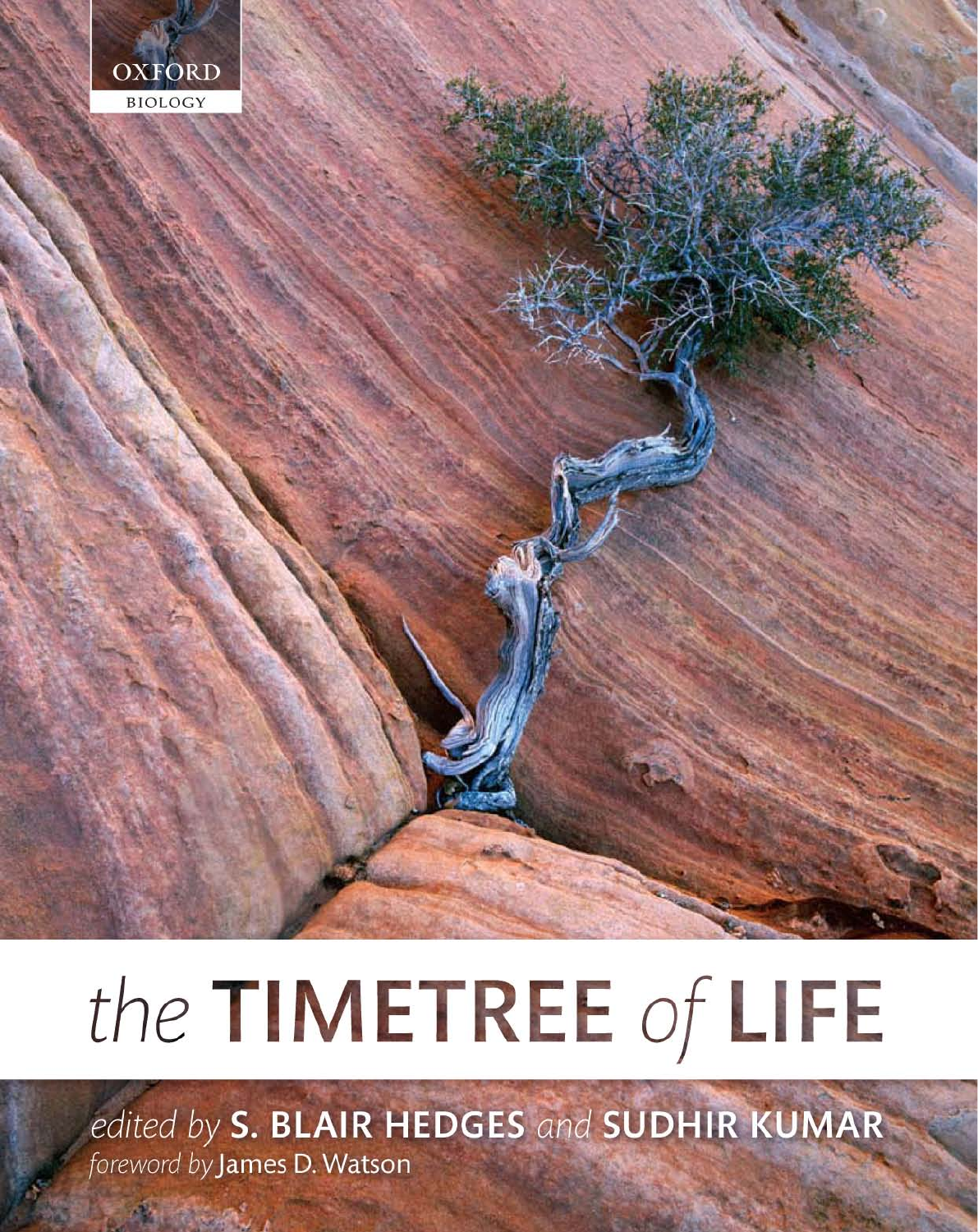OXFORD
BIOLOGY

# *the* TIMETREE *of* LIFE

*edited by* **S. BLAIR HEDGES** *and* **SUDHIR KUMAR**

*foreword by* James D. Watson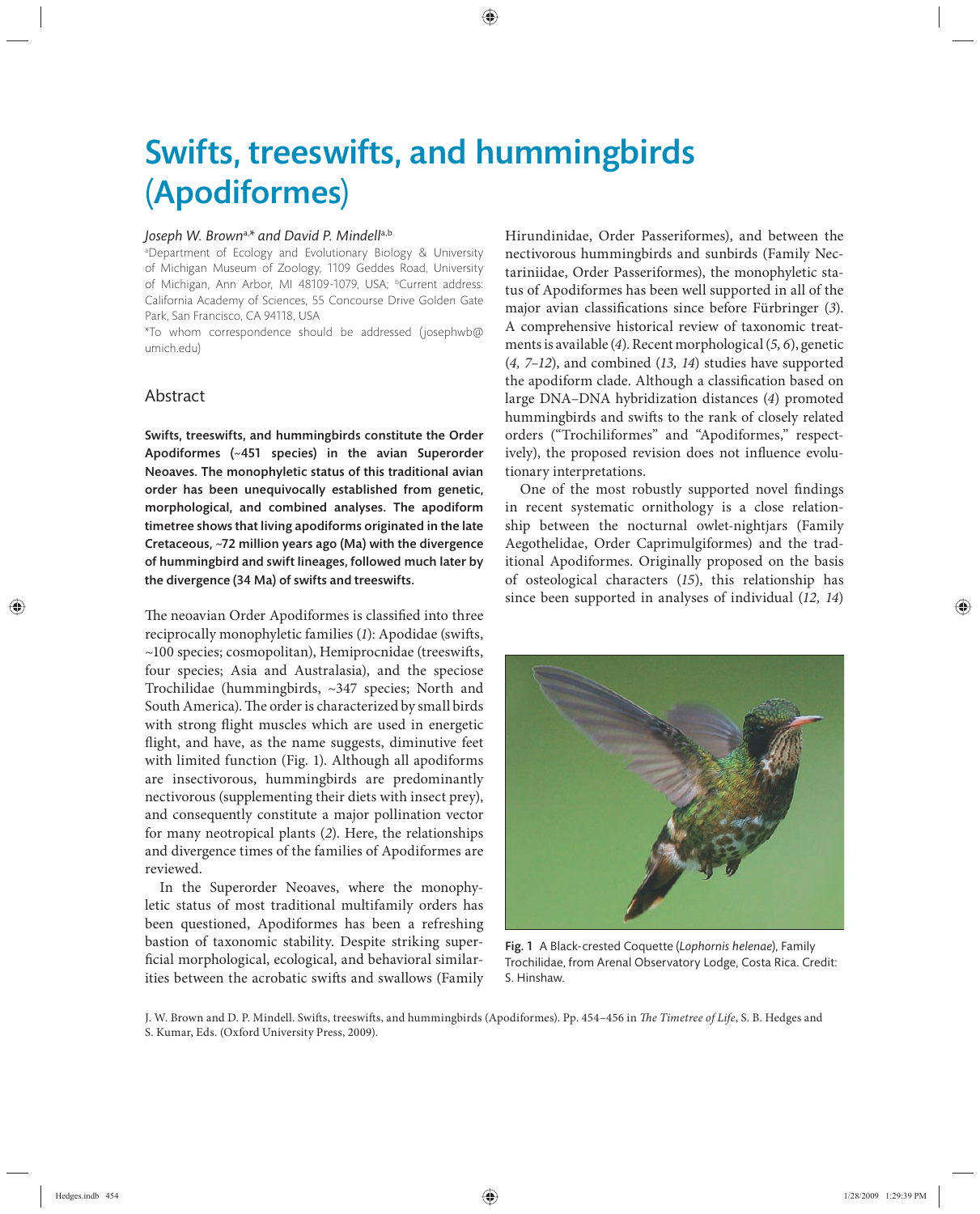# Swifts, treeswifts, and hummingbirds (Apodiformes)

*Joseph W. Brown*[a,*] *and David P. Mindell*[a,b]

[a]Department of Ecology and Evolutionary Biology & University of Michigan Museum of Zoology, 1109 Geddes Road, University of Michigan, Ann Arbor, MI 48109-1079, USA; [b]Current address: California Academy of Sciences, 55 Concourse Drive Golden Gate Park, San Francisco, CA 94118, USA

*To whom correspondence should be addressed (josephwb@umich.edu)

## Abstract

**Swifts, treeswifts, and hummingbirds constitute the Order Apodiformes (~451 species) in the avian Superorder Neoaves. The monophyletic status of this traditional avian order has been unequivocally established from genetic, morphological, and combined analyses. The apodiform timetree shows that living apodiforms originated in the late Cretaceous, ~72 million years ago (Ma) with the divergence of hummingbird and swift lineages, followed much later by the divergence (34 Ma) of swifts and treeswifts.**

The neoavian Order Apodiformes is classified into three reciprocally monophyletic families (*1*): Apodidae (swifts, ~100 species; cosmopolitan), Hemiprocnidae (treeswifts, four species; Asia and Australasia), and the speciose Trochilidae (hummingbirds, ~347 species; North and South America). The order is characterized by small birds with strong flight muscles which are used in energetic flight, and have, as the name suggests, diminutive feet with limited function (Fig. 1). Although all apodiforms are insectivorous, hummingbirds are predominantly nectivorous (supplementing their diets with insect prey), and consequently constitute a major pollination vector for many neotropical plants (*2*). Here, the relationships and divergence times of the families of Apodiformes are reviewed.

In the Superorder Neoaves, where the monophyletic status of most traditional multifamily orders has been questioned, Apodiformes has been a refreshing bastion of taxonomic stability. Despite striking superficial morphological, ecological, and behavioral similarities between the acrobatic swifts and swallows (Family Hirundinidae, Order Passeriformes), and between the nectivorous hummingbirds and sunbirds (Family Nectariniidae, Order Passeriformes), the monophyletic status of Apodiformes has been well supported in all of the major avian classifications since before Fürbringer (*3*). A comprehensive historical review of taxonomic treatments is available (*4*). Recent morphological (*5, 6*), genetic (*4, 7–12*), and combined (*13, 14*) studies have supported the apodiform clade. Although a classification based on large DNA–DNA hybridization distances (*4*) promoted hummingbirds and swifts to the rank of closely related orders ("Trochiliformes" and "Apodiformes," respectively), the proposed revision does not influence evolutionary interpretations.

One of the most robustly supported novel findings in recent systematic ornithology is a close relationship between the nocturnal owlet-nightjars (Family Aegothelidae, Order Caprimulgiformes) and the traditional Apodiformes. Originally proposed on the basis of osteological characters (*15*), this relationship has since been supported in analyses of individual (*12, 14*)

Fig. 1 A Black-crested Coquette (*Lophornis helenae*), Family Trochilidae, from Arenal Observatory Lodge, Costa Rica. Credit: S. Hinshaw.

J. W. Brown and D. P. Mindell. Swifts, treeswifts, and hummingbirds (Apodiformes). Pp. 454–456 in *The Timetree of Life*, S. B. Hedges and S. Kumar, Eds. (Oxford University Press, 2009).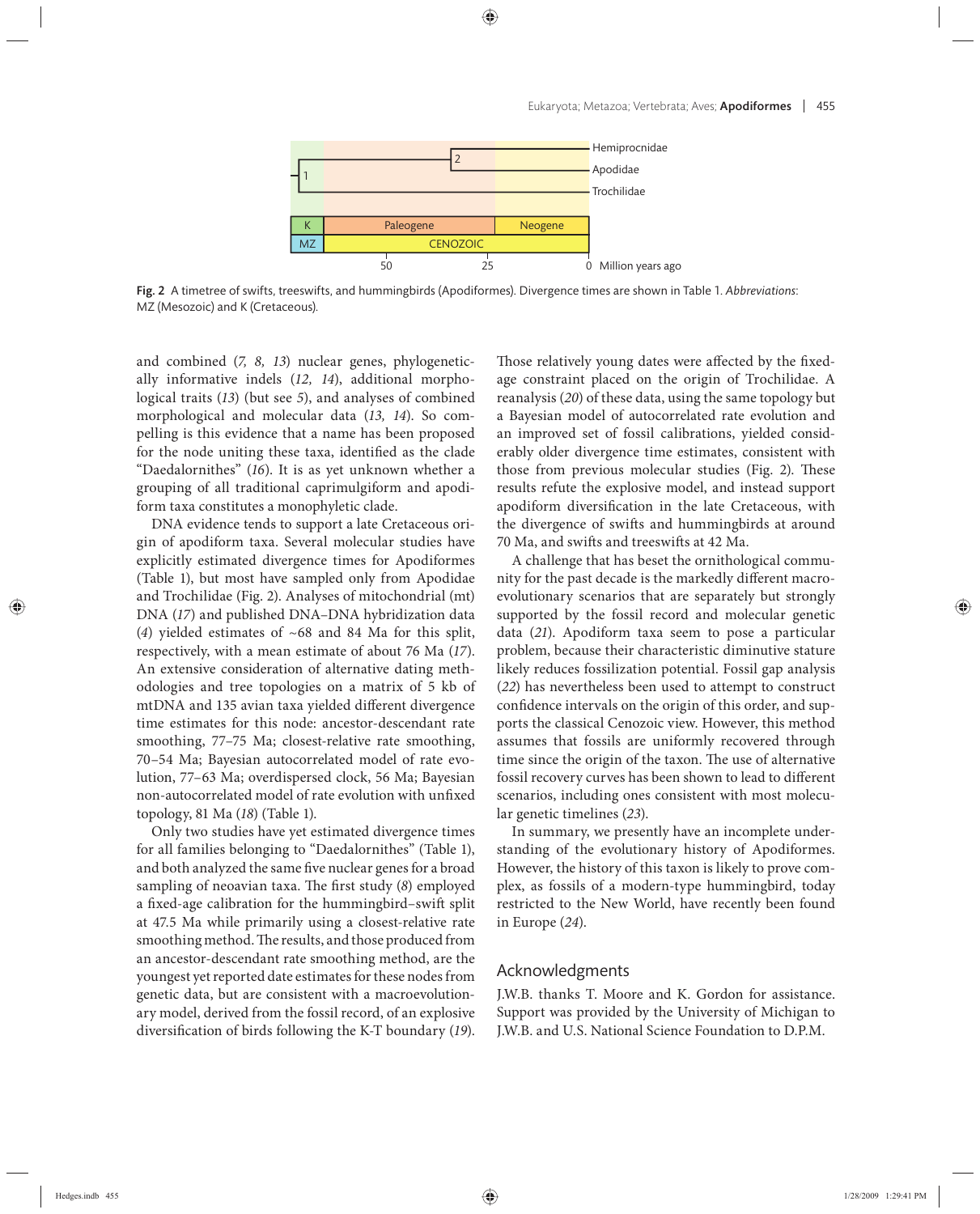Fig. 2 A timetree of swifts, treeswifts, and hummingbirds (Apodiformes). Divergence times are shown in Table 1. *Abbreviations*: MZ (Mesozoic) and K (Cretaceous).

and combined (*7, 8, 13*) nuclear genes, phylogenetically informative indels (*12, 14*), additional morphological traits (*13*) (but see *5*), and analyses of combined morphological and molecular data (*13, 14*). So compelling is this evidence that a name has been proposed for the node uniting these taxa, identified as the clade "Daedalornithes" (*16*). It is as yet unknown whether a grouping of all traditional caprimulgiform and apodiform taxa constitutes a monophyletic clade.

DNA evidence tends to support a late Cretaceous origin of apodiform taxa. Several molecular studies have explicitly estimated divergence times for Apodiformes (Table 1), but most have sampled only from Apodidae and Trochilidae (Fig. 2). Analyses of mitochondrial (mt) DNA (*17*) and published DNA–DNA hybridization data (*4*) yielded estimates of ~68 and 84 Ma for this split, respectively, with a mean estimate of about 76 Ma (*17*). An extensive consideration of alternative dating methodologies and tree topologies on a matrix of 5 kb of mtDNA and 135 avian taxa yielded different divergence time estimates for this node: ancestor-descendant rate smoothing, 77–75 Ma; closest-relative rate smoothing, 70–54 Ma; Bayesian autocorrelated model of rate evolution, 77–63 Ma; overdispersed clock, 56 Ma; Bayesian non-autocorrelated model of rate evolution with unfixed topology, 81 Ma (*18*) (Table 1).

Only two studies have yet estimated divergence times for all families belonging to "Daedalornithes" (Table 1), and both analyzed the same five nuclear genes for a broad sampling of neoavian taxa. The first study (*8*) employed a fixed-age calibration for the hummingbird–swift split at 47.5 Ma while primarily using a closest-relative rate smoothing method. The results, and those produced from an ancestor-descendant rate smoothing method, are the youngest yet reported date estimates for these nodes from genetic data, but are consistent with a macroevolutionary model, derived from the fossil record, of an explosive diversification of birds following the K-T boundary (*19*). Those relatively young dates were affected by the fixed-age constraint placed on the origin of Trochilidae. A reanalysis (*20*) of these data, using the same topology but a Bayesian model of autocorrelated rate evolution and an improved set of fossil calibrations, yielded considerably older divergence time estimates, consistent with those from previous molecular studies (Fig. 2). These results refute the explosive model, and instead support apodiform diversification in the late Cretaceous, with the divergence of swifts and hummingbirds at around 70 Ma, and swifts and treeswifts at 42 Ma.

A challenge that has beset the ornithological community for the past decade is the markedly different macroevolutionary scenarios that are separately but strongly supported by the fossil record and molecular genetic data (*21*). Apodiform taxa seem to pose a particular problem, because their characteristic diminutive stature likely reduces fossilization potential. Fossil gap analysis (*22*) has nevertheless been used to attempt to construct confidence intervals on the origin of this order, and supports the classical Cenozoic view. However, this method assumes that fossils are uniformly recovered through time since the origin of the taxon. The use of alternative fossil recovery curves has been shown to lead to different scenarios, including ones consistent with most molecular genetic timelines (*23*).

In summary, we presently have an incomplete understanding of the evolutionary history of Apodiformes. However, the history of this taxon is likely to prove complex, as fossils of a modern-type hummingbird, today restricted to the New World, have recently been found in Europe (*24*).

## Acknowledgments

J.W.B. thanks T. Moore and K. Gordon for assistance. Support was provided by the University of Michigan to J.W.B. and U.S. National Science Foundation to D.P.M.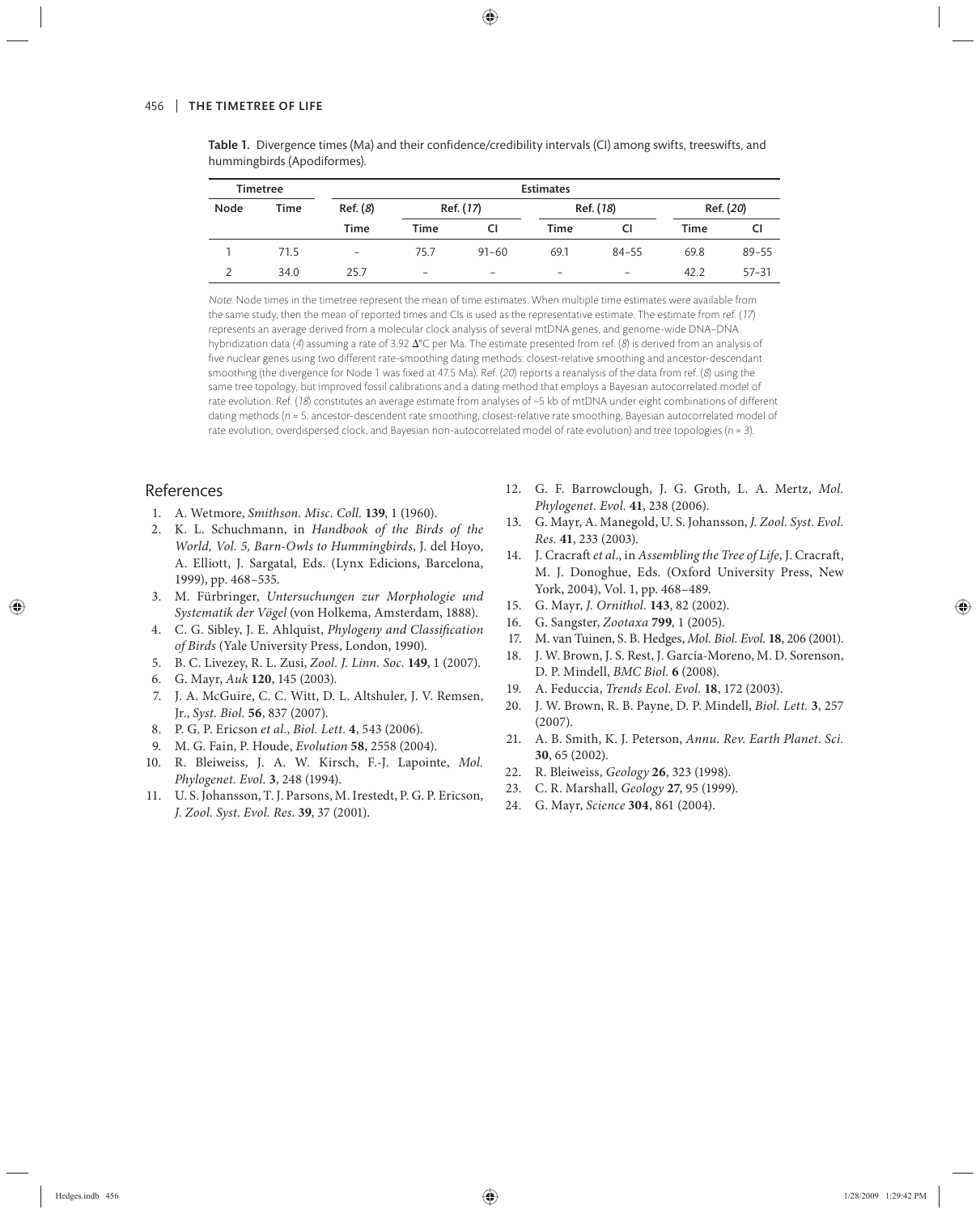**Table 1.** Divergence times (Ma) and their confidence/credibility intervals (CI) among swifts, treeswifts, and hummingbirds (Apodiformes).

| Timetree | | Estimates | | | | | | |
|---|---|---|---|---|---|---|---|---|
| Node | Time | Ref. (*8*) | Ref. (*17*) | | Ref. (*18*) | | Ref. (*20*) | |
| | | Time | Time | CI | Time | CI | Time | CI |
| 1 | 71.5 | – | 75.7 | 91–60 | 69.1 | 84–55 | 69.8 | 89–55 |
| 2 | 34.0 | 25.7 | – | – | – | – | 42.2 | 57–31 |

*Note*: Node times in the timetree represent the mean of time estimates. When multiple time estimates were available from the same study, then the mean of reported times and CIs is used as the representative estimate. The estimate from ref. (*17*) represents an average derived from a molecular clock analysis of several mtDNA genes, and genome-wide DNA–DNA hybridization data (*4*) assuming a rate of 3.92 Δ°C per Ma. The estimate presented from ref. (*8*) is derived from an analysis of five nuclear genes using two different rate-smoothing dating methods: closest-relative smoothing and ancestor-descendant smoothing (the divergence for Node 1 was fixed at 47.5 Ma). Ref. (*20*) reports a reanalysis of the data from ref. (*8*) using the same tree topology, but improved fossil calibrations and a dating method that employs a Bayesian autocorrelated model of rate evolution. Ref. (*18*) constitutes an average estimate from analyses of ~5 kb of mtDNA under eight combinations of different dating methods (*n* = 5: ancestor-descendent rate smoothing, closest-relative rate smoothing, Bayesian autocorrelated model of rate evolution, overdispersed clock, and Bayesian non-autocorrelated model of rate evolution) and tree topologies (*n* = 3).

## References

1. A. Wetmore, *Smithson. Misc. Coll.* **139**, 1 (1960).
2. K. L. Schuchmann, in *Handbook of the Birds of the World, Vol. 5, Barn-Owls to Hummingbirds*, J. del Hoyo, A. Elliott, J. Sargatal, Eds. (Lynx Edicions, Barcelona, 1999), pp. 468–535.
3. M. Fürbringer, *Untersuchungen zur Morphologie und Systematik der Vögel* (von Holkema, Amsterdam, 1888).
4. C. G. Sibley, J. E. Ahlquist, *Phylogeny and Classification of Birds* (Yale University Press, London, 1990).
5. B. C. Livezey, R. L. Zusi, *Zool. J. Linn. Soc.* **149**, 1 (2007).
6. G. Mayr, *Auk* **120**, 145 (2003).
7. J. A. McGuire, C. C. Witt, D. L. Altshuler, J. V. Remsen, Jr., *Syst. Biol.* **56**, 837 (2007).
8. P. G. P. Ericson *et al.*, *Biol. Lett.* **4**, 543 (2006).
9. M. G. Fain, P. Houde, *Evolution* **58**, 2558 (2004).
10. R. Bleiweiss, J. A. W. Kirsch, F.-J. Lapointe, *Mol. Phylogenet. Evol.* **3**, 248 (1994).
11. U. S. Johansson, T. J. Parsons, M. Irestedt, P. G. P. Ericson, *J. Zool. Syst. Evol. Res.* **39**, 37 (2001).
12. G. F. Barrowclough, J. G. Groth, L. A. Mertz, *Mol. Phylogenet. Evol.* **41**, 238 (2006).
13. G. Mayr, A. Manegold, U. S. Johansson, *J. Zool. Syst. Evol. Res.* **41**, 233 (2003).
14. J. Cracraft *et al.*, in *Assembling the Tree of Life*, J. Cracraft, M. J. Donoghue, Eds. (Oxford University Press, New York, 2004), Vol. 1, pp. 468–489.
15. G. Mayr, *J. Ornithol.* **143**, 82 (2002).
16. G. Sangster, *Zootaxa* **799**, 1 (2005).
17. M. van Tuinen, S. B. Hedges, *Mol. Biol. Evol.* **18**, 206 (2001).
18. J. W. Brown, J. S. Rest, J. García-Moreno, M. D. Sorenson, D. P. Mindell, *BMC Biol.* **6** (2008).
19. A. Feduccia, *Trends Ecol. Evol.* **18**, 172 (2003).
20. J. W. Brown, R. B. Payne, D. P. Mindell, *Biol. Lett.* **3**, 257 (2007).
21. A. B. Smith, K. J. Peterson, *Annu. Rev. Earth Planet. Sci.* **30**, 65 (2002).
22. R. Bleiweiss, *Geology* **26**, 323 (1998).
23. C. R. Marshall, *Geology* **27**, 95 (1999).
24. G. Mayr, *Science* **304**, 861 (2004).